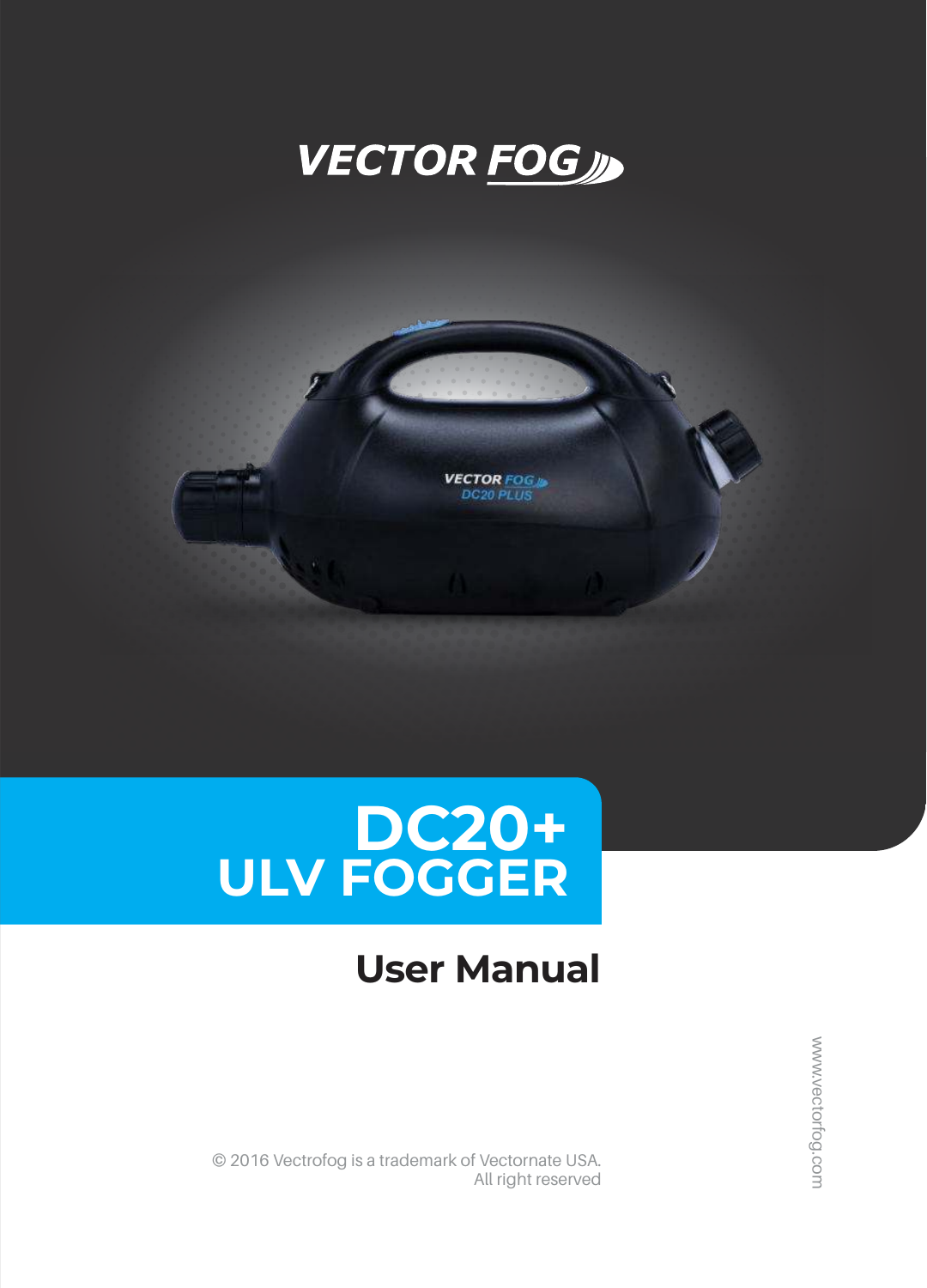VECTOR FOG

# DC20+ ULV FOGGER

## User Manual

© 2016 Vectrofog is a trademark of Vectornate USA.
All right reserved

www.vectorfog.com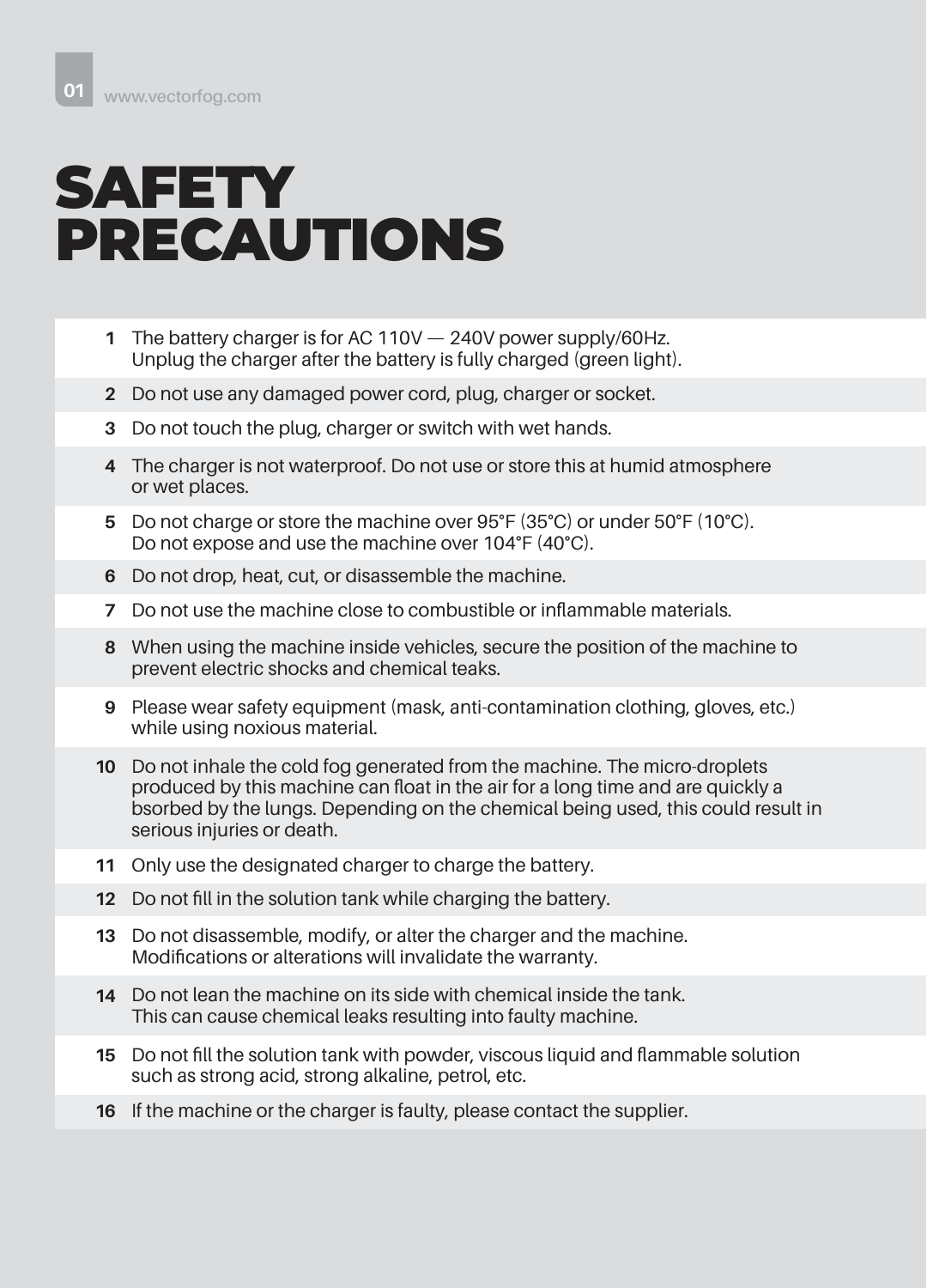# SAFETY PRECAUTIONS

1. The battery charger is for AC 110V — 240V power supply/60Hz.
   Unplug the charger after the battery is fully charged (green light).
2. Do not use any damaged power cord, plug, charger or socket.
3. Do not touch the plug, charger or switch with wet hands.
4. The charger is not waterproof. Do not use or store this at humid atmosphere or wet places.
5. Do not charge or store the machine over 95°F (35°C) or under 50°F (10°C).
   Do not expose and use the machine over 104°F (40°C).
6. Do not drop, heat, cut, or disassemble the machine.
7. Do not use the machine close to combustible or inflammable materials.
8. When using the machine inside vehicles, secure the position of the machine to prevent electric shocks and chemical teaks.
9. Please wear safety equipment (mask, anti-contamination clothing, gloves, etc.) while using noxious material.
10. Do not inhale the cold fog generated from the machine. The micro-droplets produced by this machine can float in the air for a long time and are quickly a bsorbed by the lungs. Depending on the chemical being used, this could result in serious injuries or death.
11. Only use the designated charger to charge the battery.
12. Do not fill in the solution tank while charging the battery.
13. Do not disassemble, modify, or alter the charger and the machine.
    Modifications or alterations will invalidate the warranty.
14. Do not lean the machine on its side with chemical inside the tank.
    This can cause chemical leaks resulting into faulty machine.
15. Do not fill the solution tank with powder, viscous liquid and flammable solution such as strong acid, strong alkaline, petrol, etc.
16. If the machine or the charger is faulty, please contact the supplier.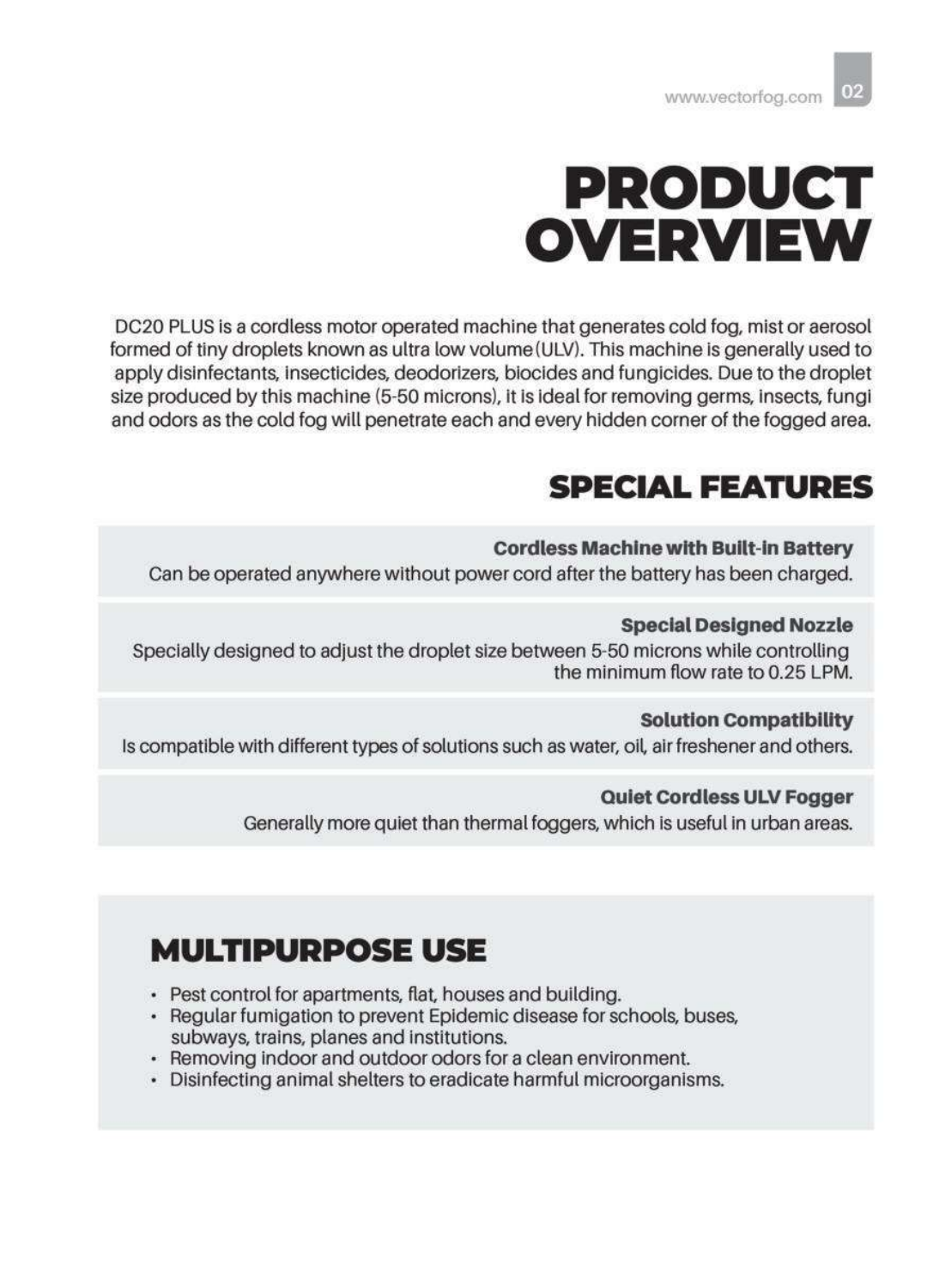# PRODUCT OVERVIEW

DC20 PLUS is a cordless motor operated machine that generates cold fog, mist or aerosol formed of tiny droplets known as ultra low volume(ULV). This machine is generally used to apply disinfectants, insecticides, deodorizers, biocides and fungicides. Due to the droplet size produced by this machine (5-50 microns), it is ideal for removing germs, insects, fungi and odors as the cold fog will penetrate each and every hidden corner of the fogged area.

## SPECIAL FEATURES

**Cordless Machine with Built-in Battery**
Can be operated anywhere without power cord after the battery has been charged.

**Special Designed Nozzle**
Specially designed to adjust the droplet size between 5-50 microns while controlling the minimum flow rate to 0.25 LPM.

**Solution Compatibility**
Is compatible with different types of solutions such as water, oil, air freshener and others.

**Quiet Cordless ULV Fogger**
Generally more quiet than thermal foggers, which is useful in urban areas.

## MULTIPURPOSE USE

- Pest control for apartments, flat, houses and building.
- Regular fumigation to prevent Epidemic disease for schools, buses, subways, trains, planes and institutions.
- Removing indoor and outdoor odors for a clean environment.
- Disinfecting animal shelters to eradicate harmful microorganisms.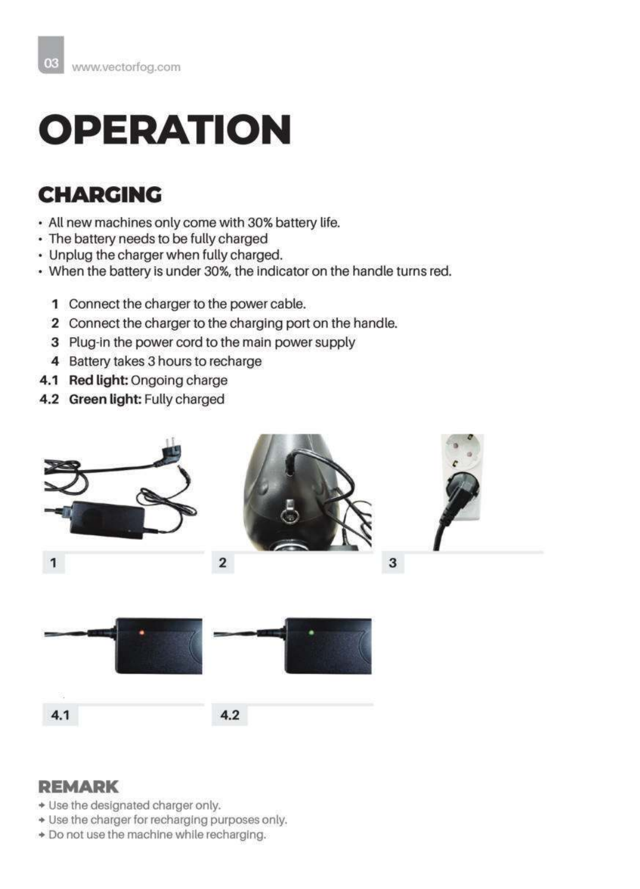# OPERATION

## CHARGING

- All new machines only come with 30% battery life.
- The battery needs to be fully charged
- Unplug the charger when fully charged.
- When the battery is under 30%, the indicator on the handle turns red.

1. Connect the charger to the power cable.
2. Connect the charger to the charging port on the handle.
3. Plug-in the power cord to the main power supply
4. Battery takes 3 hours to recharge

4.1 **Red light:** Ongoing charge

4.2 **Green light:** Fully charged

1

2

3

4.1

4.2

## REMARK

- Use the designated charger only.
- Use the charger for recharging purposes only.
- Do not use the machine while recharging.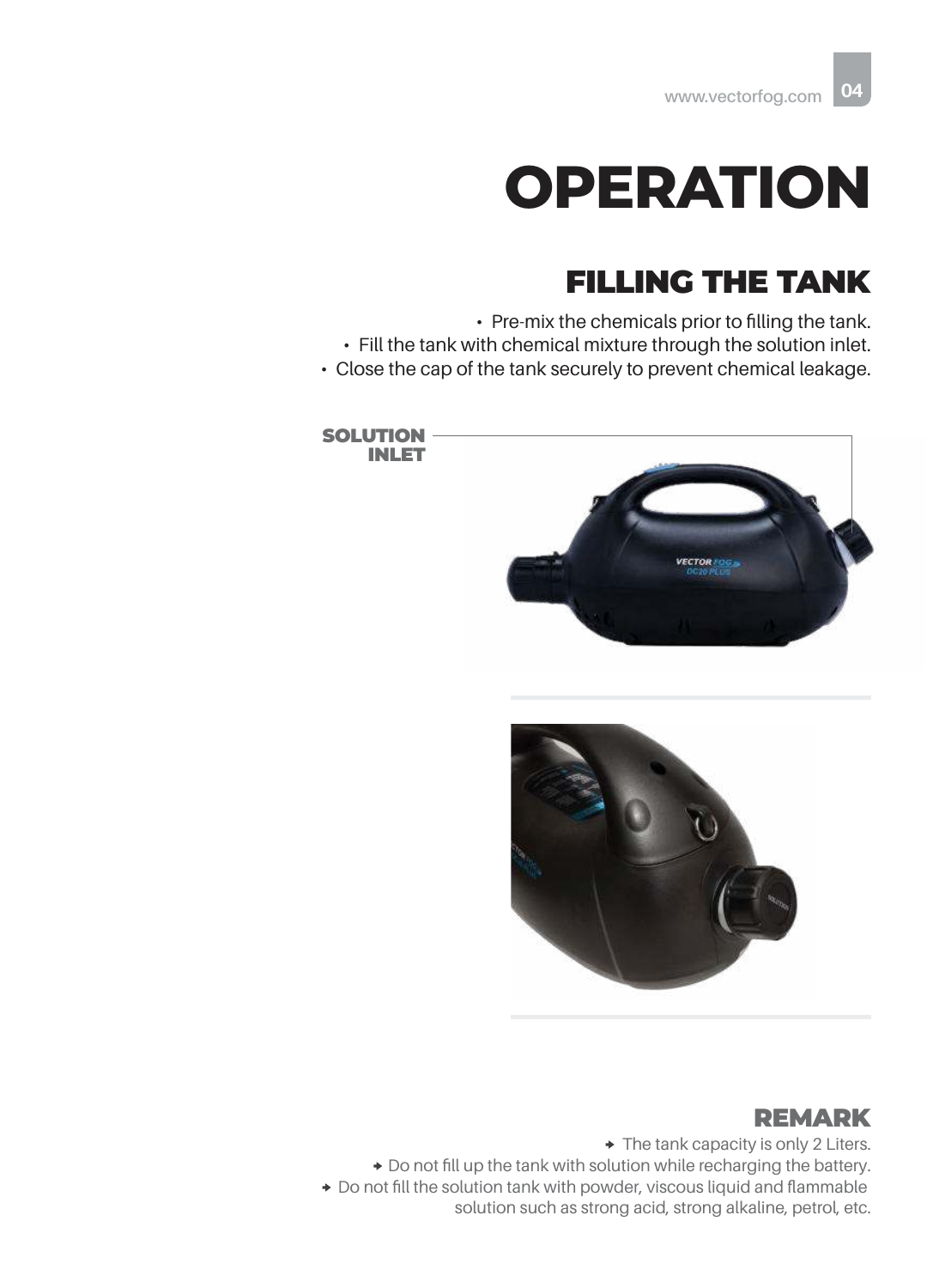# OPERATION

## FILLING THE TANK

- Pre-mix the chemicals prior to filling the tank.
- Fill the tank with chemical mixture through the solution inlet.
- Close the cap of the tank securely to prevent chemical leakage.

**SOLUTION INLET**

## REMARK

- The tank capacity is only 2 Liters.
- Do not fill up the tank with solution while recharging the battery.
- Do not fill the solution tank with powder, viscous liquid and flammable solution such as strong acid, strong alkaline, petrol, etc.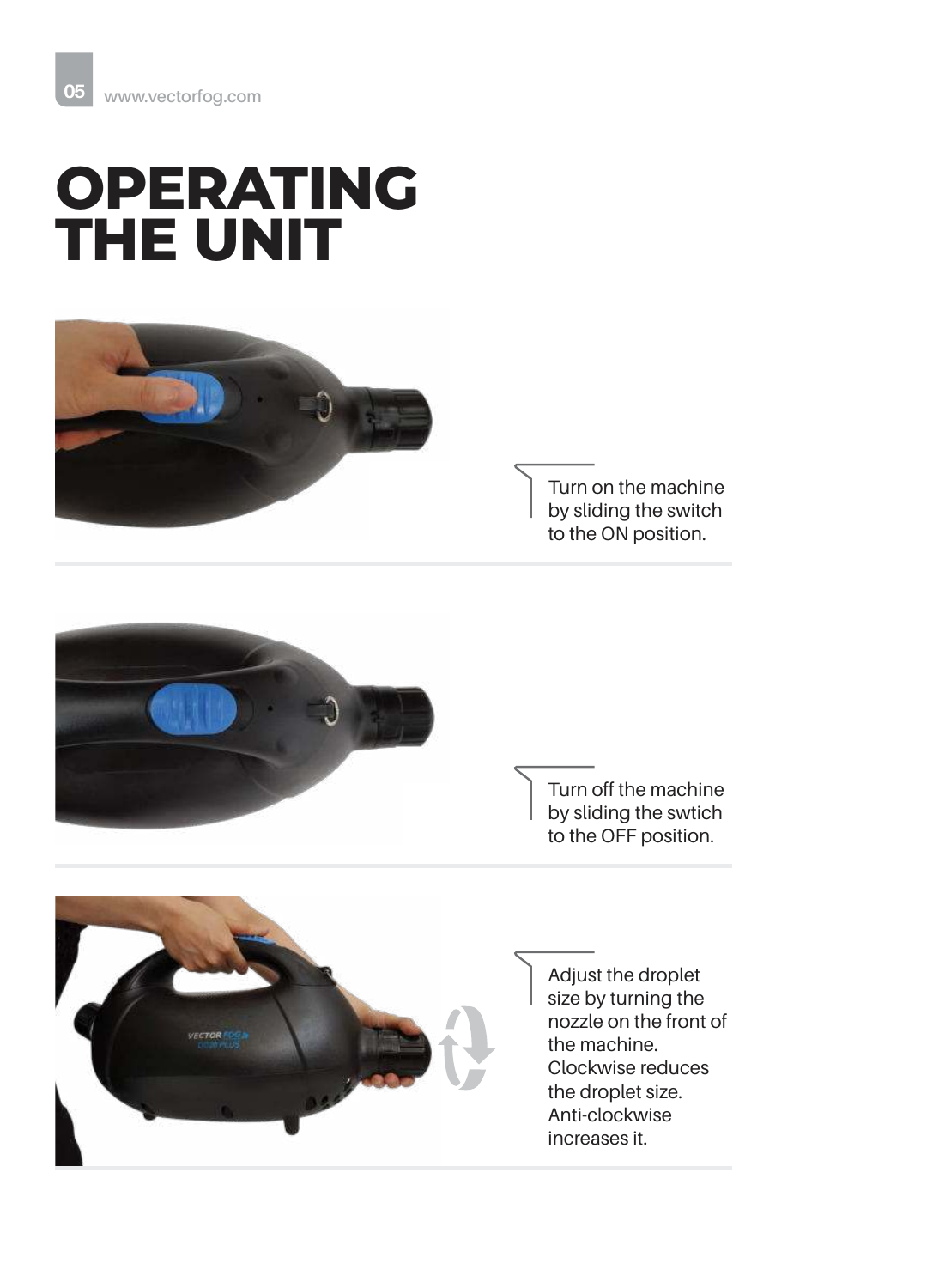# OPERATING THE UNIT

Turn on the machine by sliding the switch to the ON position.

Turn off the machine by sliding the swtich to the OFF position.

Adjust the droplet size by turning the nozzle on the front of the machine. Clockwise reduces the droplet size. Anti-clockwise increases it.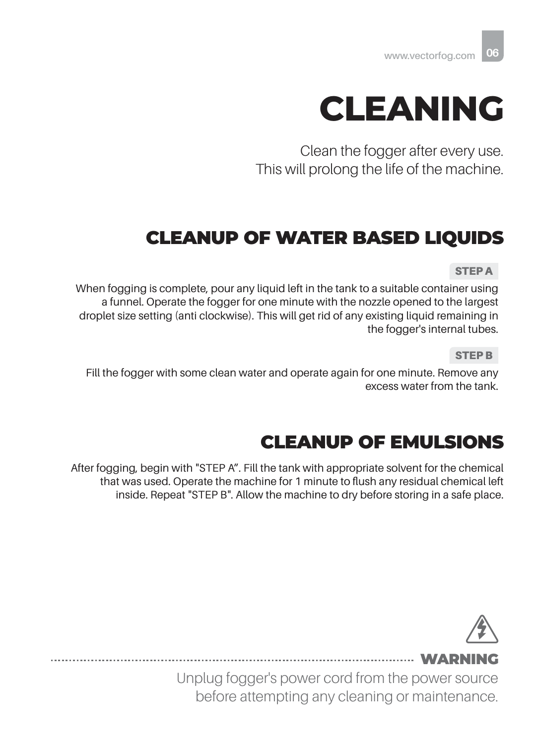# CLEANING

Clean the fogger after every use.
This will prolong the life of the machine.

## CLEANUP OF WATER BASED LIQUIDS

**STEP A**

When fogging is complete, pour any liquid left in the tank to a suitable container using a funnel. Operate the fogger for one minute with the nozzle opened to the largest droplet size setting (anti clockwise). This will get rid of any existing liquid remaining in the fogger's internal tubes.

**STEP B**

Fill the fogger with some clean water and operate again for one minute. Remove any excess water from the tank.

## CLEANUP OF EMULSIONS

After fogging, begin with "STEP A". Fill the tank with appropriate solvent for the chemical that was used. Operate the machine for 1 minute to flush any residual chemical left inside. Repeat "STEP B". Allow the machine to dry before storing in a safe place.

**WARNING**

Unplug fogger's power cord from the power source before attempting any cleaning or maintenance.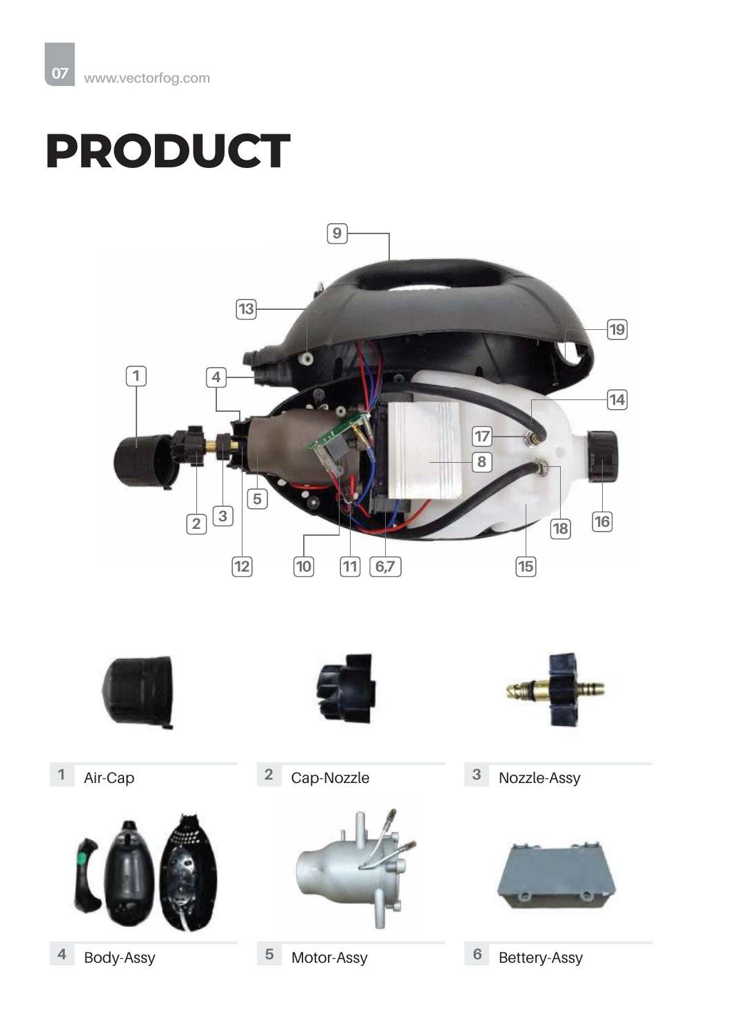# PRODUCT

1 Air-Cap

2 Cap-Nozzle

3 Nozzle-Assy

4 Body-Assy

5 Motor-Assy

6 Bettery-Assy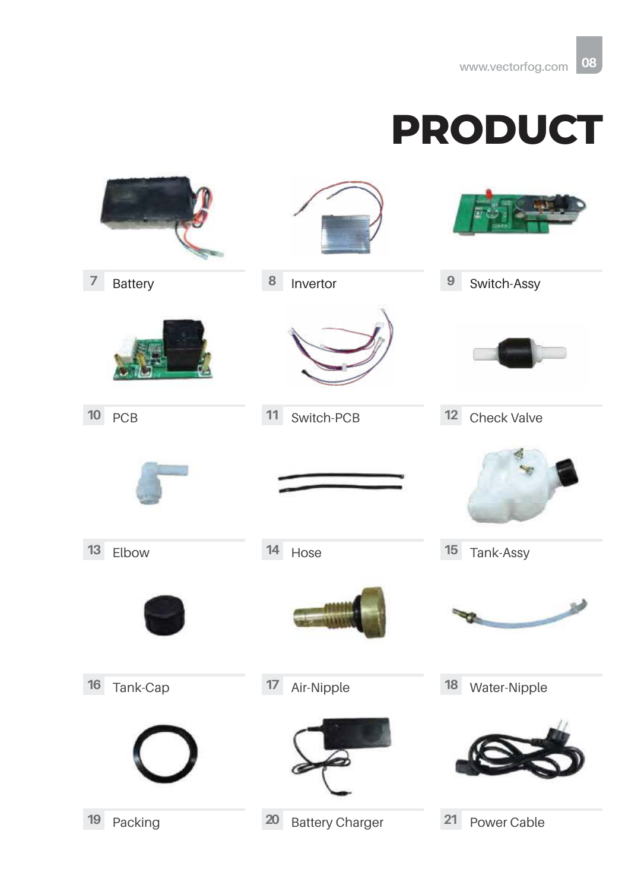# PRODUCT

7 Battery

8 Invertor

9 Switch-Assy

10 PCB

11 Switch-PCB

12 Check Valve

13 Elbow

14 Hose

15 Tank-Assy

16 Tank-Cap

17 Air-Nipple

18 Water-Nipple

19 Packing

20 Battery Charger

21 Power Cable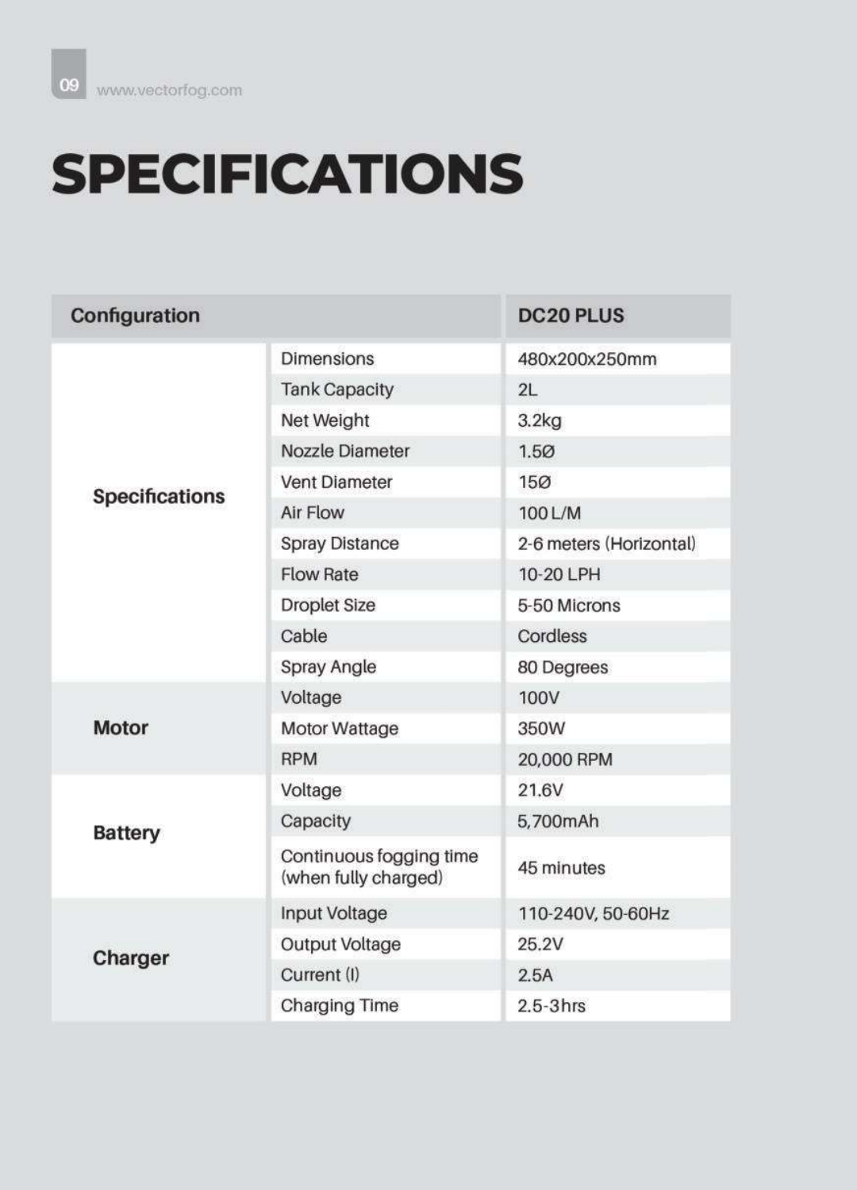# SPECIFICATIONS

| Configuration | | DC20 PLUS |
|---|---|---|
| Specifications | Dimensions | 480x200x250mm |
| | Tank Capacity | 2L |
| | Net Weight | 3.2kg |
| | Nozzle Diameter | 1.5Ø |
| | Vent Diameter | 15Ø |
| | Air Flow | 100 L/M |
| | Spray Distance | 2-6 meters (Horizontal) |
| | Flow Rate | 10-20 LPH |
| | Droplet Size | 5-50 Microns |
| | Cable | Cordless |
| | Spray Angle | 80 Degrees |
| Motor | Voltage | 100V |
| | Motor Wattage | 350W |
| | RPM | 20,000 RPM |
| Battery | Voltage | 21.6V |
| | Capacity | 5,700mAh |
| | Continuous fogging time (when fully charged) | 45 minutes |
| Charger | Input Voltage | 110-240V, 50-60Hz |
| | Output Voltage | 25.2V |
| | Current (I) | 2.5A |
| | Charging Time | 2.5-3hrs |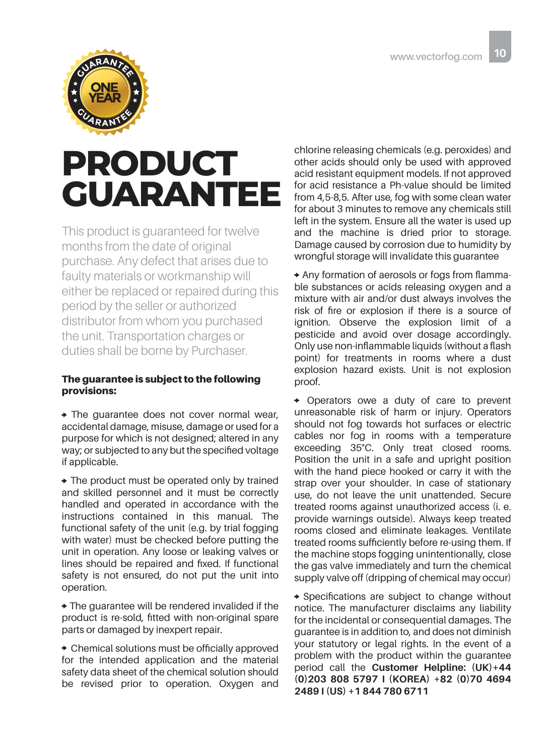# PRODUCT GUARANTEE

This product is guaranteed for twelve months from the date of original purchase. Any defect that arises due to faulty materials or workmanship will either be replaced or repaired during this period by the seller or authorized distributor from whom you purchased the unit. Transportation charges or duties shall be borne by Purchaser.

**The guarantee is subject to the following provisions:**

- The guarantee does not cover normal wear, accidental damage, misuse, damage or used for a purpose for which is not designed; altered in any way; or subjected to any but the specified voltage if applicable.

- The product must be operated only by trained and skilled personnel and it must be correctly handled and operated in accordance with the instructions contained in this manual. The functional safety of the unit (e.g. by trial fogging with water) must be checked before putting the unit in operation. Any loose or leaking valves or lines should be repaired and fixed. If functional safety is not ensured, do not put the unit into operation.

- The guarantee will be rendered invalided if the product is re-sold, fitted with non-original spare parts or damaged by inexpert repair.

- Chemical solutions must be officially approved for the intended application and the material safety data sheet of the chemical solution should be revised prior to operation. Oxygen and chlorine releasing chemicals (e.g. peroxides) and other acids should only be used with approved acid resistant equipment models. If not approved for acid resistance a Ph-value should be limited from 4,5-8,5. After use, fog with some clean water for about 3 minutes to remove any chemicals still left in the system. Ensure all the water is used up and the machine is dried prior to storage. Damage caused by corrosion due to humidity by wrongful storage will invalidate this guarantee

- Any formation of aerosols or fogs from flammable substances or acids releasing oxygen and a mixture with air and/or dust always involves the risk of fire or explosion if there is a source of ignition. Observe the explosion limit of a pesticide and avoid over dosage accordingly. Only use non-inflammable liquids (without a flash point) for treatments in rooms where a dust explosion hazard exists. Unit is not explosion proof.

- Operators owe a duty of care to prevent unreasonable risk of harm or injury. Operators should not fog towards hot surfaces or electric cables nor fog in rooms with a temperature exceeding 35°C. Only treat closed rooms. Position the unit in a safe and upright position with the hand piece hooked or carry it with the strap over your shoulder. In case of stationary use, do not leave the unit unattended. Secure treated rooms against unauthorized access (i. e. provide warnings outside). Always keep treated rooms closed and eliminate leakages. Ventilate treated rooms sufficiently before re-using them. If the machine stops fogging unintentionally, close the gas valve immediately and turn the chemical supply valve off (dripping of chemical may occur)

- Specifications are subject to change without notice. The manufacturer disclaims any liability for the incidental or consequential damages. The guarantee is in addition to, and does not diminish your statutory or legal rights. In the event of a problem with the product within the guarantee period call the **Customer Helpline:** (**UK**) **+44 (0)203 808 5797** I (**KOREA**) **+82 (0)70 4694 2489** I (**US**) **+1 844 780 6711**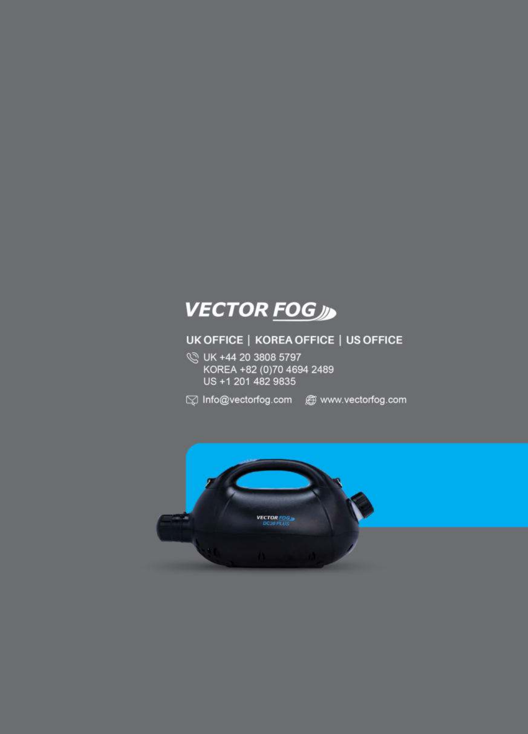# VECTOR FOG

**UK OFFICE | KOREA OFFICE | US OFFICE**

UK +44 20 3808 5797
KOREA +82 (0)70 4694 2489
US +1 201 482 9835

Info@vectorfog.com

www.vectorfog.com